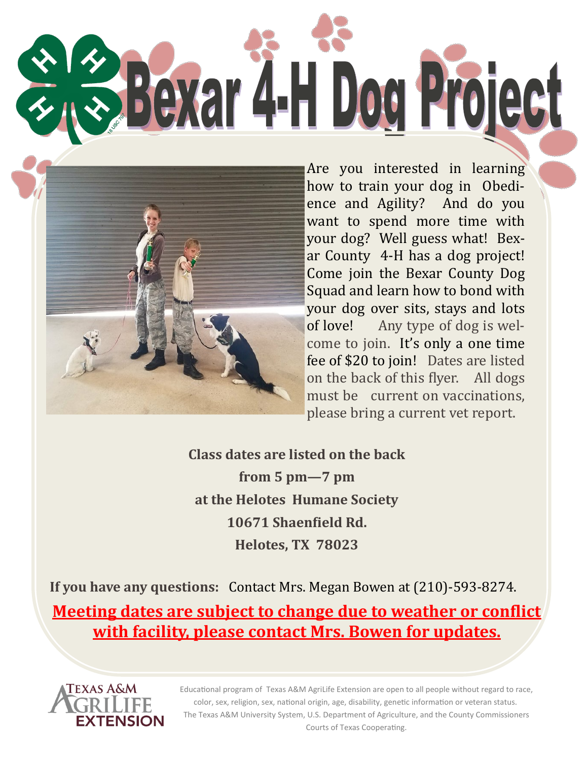# Bexar 4-H Dog Project

Are you interested in learning how to train your dog in Obedience and Agility? And do you want to spend more time with your dog? Well guess what! Bexar County 4-H has a dog project! Come join the Bexar County Dog Squad and learn how to bond with your dog over sits, stays and lots of love! Any type of dog is welcome to join. It's only a one time fee of $20 to join! Dates are listed on the back of this flyer. All dogs must be current on vaccinations, please bring a current vet report.

**Class dates are listed on the back**
**from 5 pm—7 pm**
**at the Helotes Humane Society**
**10671 Shaenfield Rd.**
**Helotes, TX 78023**

**If you have any questions:** Contact Mrs. Megan Bowen at (210)-593-8274.

**Meeting dates are subject to change due to weather or conflict with facility, please contact Mrs. Bowen for updates.**

Texas A&M AgriLife Extension

Educational program of Texas A&M AgriLife Extension are open to all people without regard to race, color, sex, religion, sex, national origin, age, disability, genetic information or veteran status. The Texas A&M University System, U.S. Department of Agriculture, and the County Commissioners Courts of Texas Cooperating.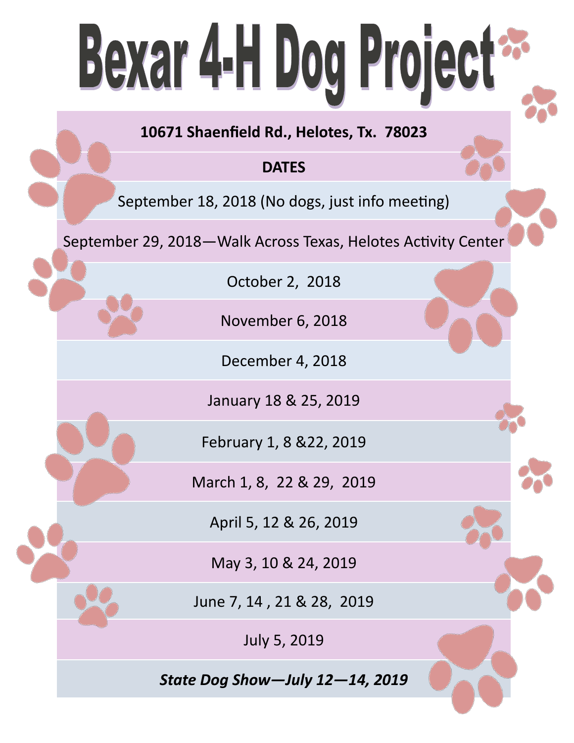# Bexar 4-H Dog Project

**10671 Shaenfield Rd., Helotes, Tx. 78023**

**DATES**

September 18, 2018 (No dogs, just info meeting)

September 29, 2018—Walk Across Texas, Helotes Activity Center

October 2, 2018

November 6, 2018

December 4, 2018

January 18 & 25, 2019

February 1, 8 &22, 2019

March 1, 8, 22 & 29, 2019

April 5, 12 & 26, 2019

May 3, 10 & 24, 2019

June 7, 14 , 21 & 28, 2019

July 5, 2019

***State Dog Show—July 12—14, 2019***